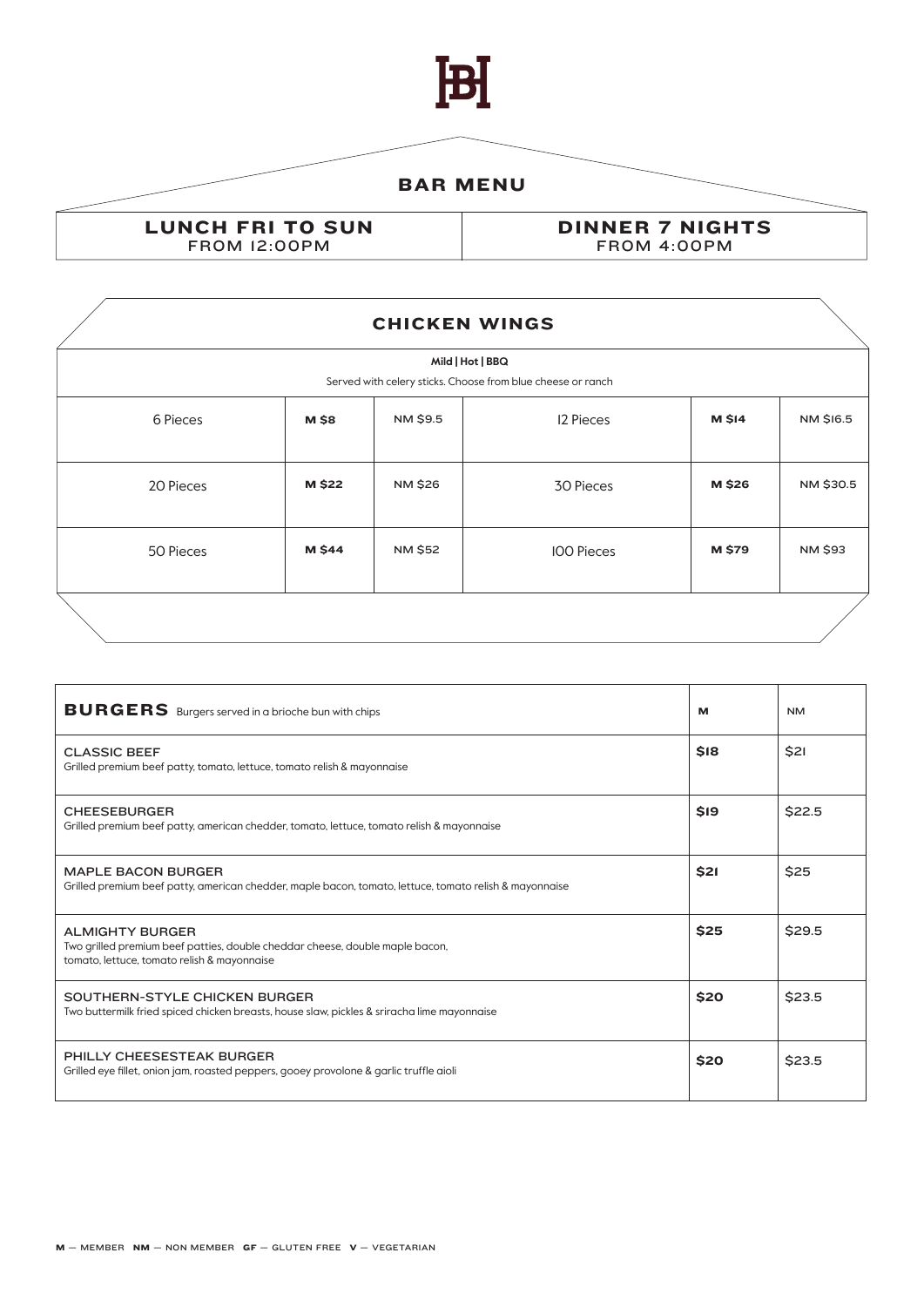# BAR MENU

| LUNCH FRI TO SUN | DINNER 7 NIGHTS |
| --- | --- |
| FROM 12:00PM | FROM 4:00PM |

## CHICKEN WINGS

**Mild | Hot | BBQ**

Served with celery sticks. Choose from blue cheese or ranch

| | | | | | |
| --- | --- | --- | --- | --- | --- |
| 6 Pieces | **M $8** | NM $9.5 | 12 Pieces | **M $14** | NM $16.5 |
| 20 Pieces | **M $22** | NM $26 | 30 Pieces | **M $26** | NM $30.5 |
| 50 Pieces | **M $44** | NM $52 | 100 Pieces | **M $79** | NM $93 |

| **BURGERS** Burgers served in a brioche bun with chips | **M** | NM |
| --- | --- | --- |
| CLASSIC BEEF<br>Grilled premium beef patty, tomato, lettuce, tomato relish & mayonnaise | **$18** | $21 |
| CHEESEBURGER<br>Grilled premium beef patty, american chedder, tomato, lettuce, tomato relish & mayonnaise | **$19** | $22.5 |
| MAPLE BACON BURGER<br>Grilled premium beef patty, american chedder, maple bacon, tomato, lettuce, tomato relish & mayonnaise | **$21** | $25 |
| ALMIGHTY BURGER<br>Two grilled premium beef patties, double cheddar cheese, double maple bacon, tomato, lettuce, tomato relish & mayonnaise | **$25** | $29.5 |
| SOUTHERN-STYLE CHICKEN BURGER<br>Two buttermilk fried spiced chicken breasts, house slaw, pickles & sriracha lime mayonnaise | **$20** | $23.5 |
| PHILLY CHEESESTEAK BURGER<br>Grilled eye fillet, onion jam, roasted peppers, gooey provolone & garlic truffle aioli | **$20** | $23.5 |

**M** — MEMBER **NM** — NON MEMBER **GF** — GLUTEN FREE **V** — VEGETARIAN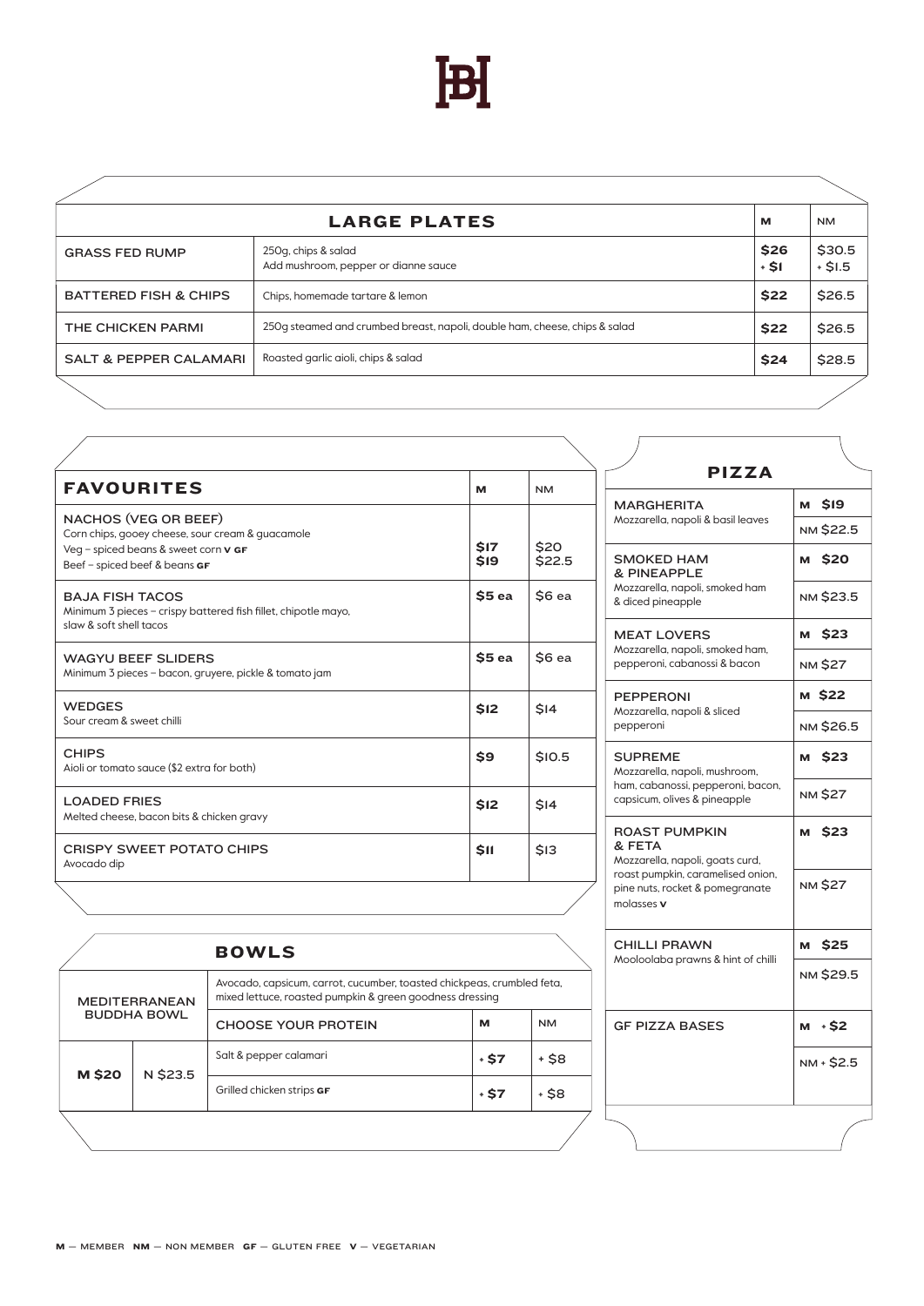## LARGE PLATES

| LARGE PLATES | | M | NM |
|---|---|---|---|
| GRASS FED RUMP | 250g, chips & salad<br>Add mushroom, pepper or dianne sauce | $26<br>+ $1 | $30.5<br>+ $1.5 |
| BATTERED FISH & CHIPS | Chips, homemade tartare & lemon | $22 | $26.5 |
| THE CHICKEN PARMI | 250g steamed and crumbed breast, napoli, double ham, cheese, chips & salad | $22 | $26.5 |
| SALT & PEPPER CALAMARI | Roasted garlic aioli, chips & salad | $24 | $28.5 |

## FAVOURITES

| FAVOURITES | M | NM |
|---|---|---|
| NACHOS (VEG OR BEEF)<br>Corn chips, gooey cheese, sour cream & guacamole<br>Veg – spiced beans & sweet corn **V GF**<br>Beef – spiced beef & beans **GF** | $17<br>$19 | $20<br>$22.5 |
| BAJA FISH TACOS<br>Minimum 3 pieces – crispy battered fish fillet, chipotle mayo, slaw & soft shell tacos | $5 ea | $6 ea |
| WAGYU BEEF SLIDERS<br>Minimum 3 pieces – bacon, gruyere, pickle & tomato jam | $5 ea | $6 ea |
| WEDGES<br>Sour cream & sweet chilli | $12 | $14 |
| CHIPS<br>Aioli or tomato sauce ($2 extra for both) | $9 | $10.5 |
| LOADED FRIES<br>Melted cheese, bacon bits & chicken gravy | $12 | $14 |
| CRISPY SWEET POTATO CHIPS<br>Avocado dip | $11 | $13 |

## BOWLS

| BOWLS | | | | |
|---|---|---|---|---|
| MEDITERRANEAN BUDDHA BOWL | | Avocado, capsicum, carrot, cucumber, toasted chickpeas, crumbled feta, mixed lettuce, roasted pumpkin & green goodness dressing | | |
| | | CHOOSE YOUR PROTEIN | M | NM |
| M $20 | N $23.5 | Salt & pepper calamari | + $7 | + $8 |
| | | Grilled chicken strips **GF** | + $7 | + $8 |

## PIZZA

| PIZZA | |
|---|---|
| MARGHERITA<br>Mozzarella, napoli & basil leaves | M $19<br>NM $22.5 |
| SMOKED HAM & PINEAPPLE<br>Mozzarella, napoli, smoked ham & diced pineapple | M $20<br>NM $23.5 |
| MEAT LOVERS<br>Mozzarella, napoli, smoked ham, pepperoni, cabanossi & bacon | M $23<br>NM $27 |
| PEPPERONI<br>Mozzarella, napoli & sliced pepperoni | M $22<br>NM $26.5 |
| SUPREME<br>Mozzarella, napoli, mushroom, ham, cabanossi, pepperoni, bacon, capsicum, olives & pineapple | M $23<br>NM $27 |
| ROAST PUMPKIN & FETA<br>Mozzarella, napoli, goats curd, roast pumpkin, caramelised onion, pine nuts, rocket & pomegranate molasses **V** | M $23<br>NM $27 |
| CHILLI PRAWN<br>Mooloolaba prawns & hint of chilli | M $25<br>NM $29.5 |
| GF PIZZA BASES | M + $2<br>NM + $2.5 |

**M** — MEMBER **NM** — NON MEMBER **GF** — GLUTEN FREE **V** — VEGETARIAN